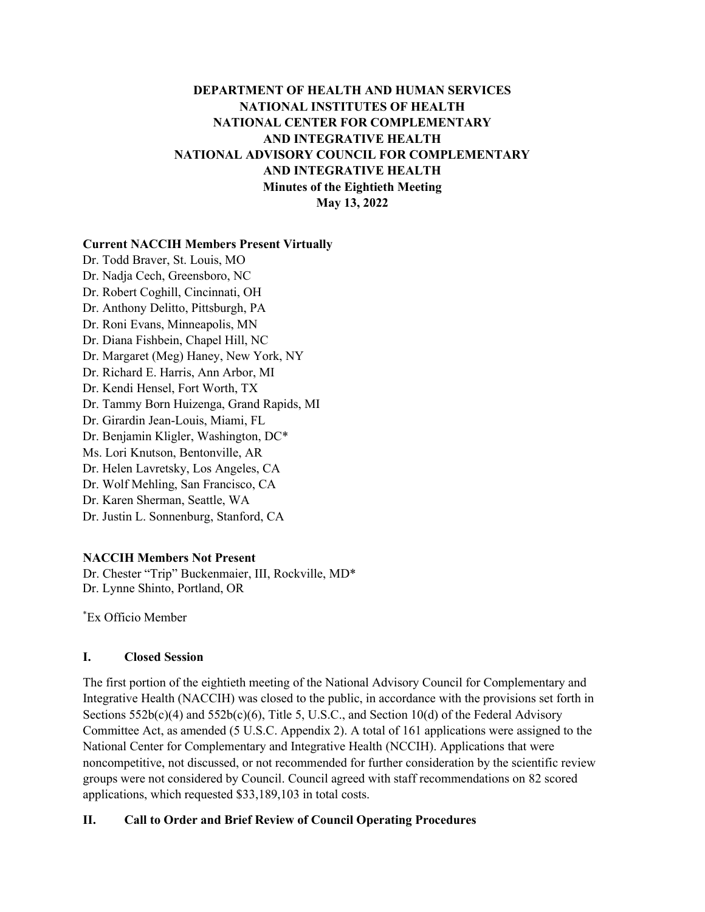# DEPARTMENT OF HEALTH AND HUMAN SERVICES
# NATIONAL INSTITUTES OF HEALTH
# NATIONAL CENTER FOR COMPLEMENTARY AND INTEGRATIVE HEALTH
# NATIONAL ADVISORY COUNCIL FOR COMPLEMENTARY AND INTEGRATIVE HEALTH

**Minutes of the Eightieth Meeting**
**May 13, 2022**

**Current NACCIH Members Present Virtually**

Dr. Todd Braver, St. Louis, MO
Dr. Nadja Cech, Greensboro, NC
Dr. Robert Coghill, Cincinnati, OH
Dr. Anthony Delitto, Pittsburgh, PA
Dr. Roni Evans, Minneapolis, MN
Dr. Diana Fishbein, Chapel Hill, NC
Dr. Margaret (Meg) Haney, New York, NY
Dr. Richard E. Harris, Ann Arbor, MI
Dr. Kendi Hensel, Fort Worth, TX
Dr. Tammy Born Huizenga, Grand Rapids, MI
Dr. Girardin Jean-Louis, Miami, FL
Dr. Benjamin Kligler, Washington, DC*
Ms. Lori Knutson, Bentonville, AR
Dr. Helen Lavretsky, Los Angeles, CA
Dr. Wolf Mehling, San Francisco, CA
Dr. Karen Sherman, Seattle, WA
Dr. Justin L. Sonnenburg, Stanford, CA

**NACCIH Members Not Present**

Dr. Chester "Trip" Buckenmaier, III, Rockville, MD*
Dr. Lynne Shinto, Portland, OR

*Ex Officio Member

## I. Closed Session

The first portion of the eightieth meeting of the National Advisory Council for Complementary and Integrative Health (NACCIH) was closed to the public, in accordance with the provisions set forth in Sections 552b(c)(4) and 552b(c)(6), Title 5, U.S.C., and Section 10(d) of the Federal Advisory Committee Act, as amended (5 U.S.C. Appendix 2). A total of 161 applications were assigned to the National Center for Complementary and Integrative Health (NCCIH). Applications that were noncompetitive, not discussed, or not recommended for further consideration by the scientific review groups were not considered by Council. Council agreed with staff recommendations on 82 scored applications, which requested $33,189,103 in total costs.

## II. Call to Order and Brief Review of Council Operating Procedures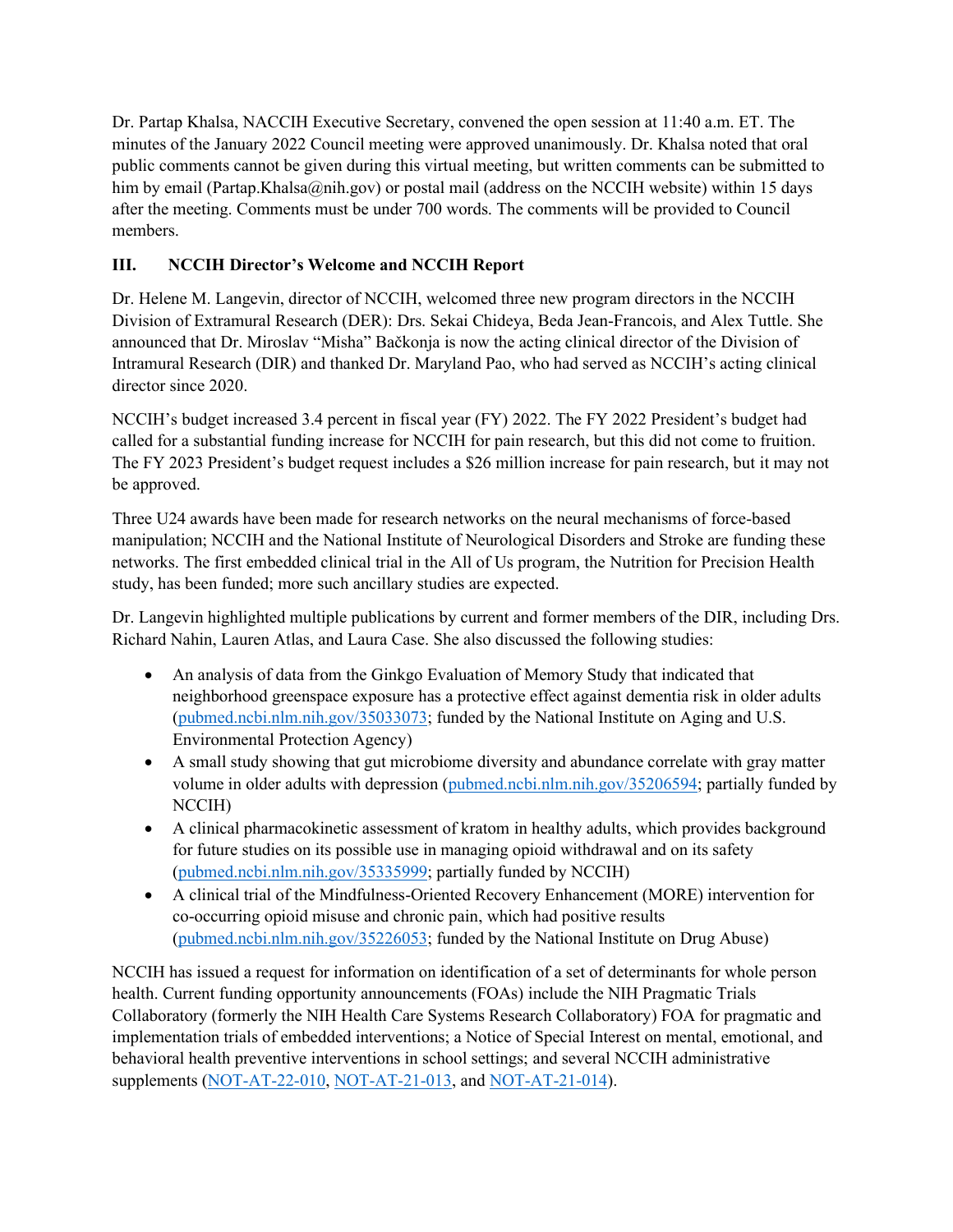Dr. Partap Khalsa, NACCIH Executive Secretary, convened the open session at 11:40 a.m. ET. The minutes of the January 2022 Council meeting were approved unanimously. Dr. Khalsa noted that oral public comments cannot be given during this virtual meeting, but written comments can be submitted to him by email (Partap.Khalsa@nih.gov) or postal mail (address on the NCCIH website) within 15 days after the meeting. Comments must be under 700 words. The comments will be provided to Council members.

## III. NCCIH Director's Welcome and NCCIH Report

Dr. Helene M. Langevin, director of NCCIH, welcomed three new program directors in the NCCIH Division of Extramural Research (DER): Drs. Sekai Chideya, Beda Jean-Francois, and Alex Tuttle. She announced that Dr. Miroslav "Misha" Bačkonja is now the acting clinical director of the Division of Intramural Research (DIR) and thanked Dr. Maryland Pao, who had served as NCCIH's acting clinical director since 2020.

NCCIH's budget increased 3.4 percent in fiscal year (FY) 2022. The FY 2022 President's budget had called for a substantial funding increase for NCCIH for pain research, but this did not come to fruition. The FY 2023 President's budget request includes a $26 million increase for pain research, but it may not be approved.

Three U24 awards have been made for research networks on the neural mechanisms of force-based manipulation; NCCIH and the National Institute of Neurological Disorders and Stroke are funding these networks. The first embedded clinical trial in the All of Us program, the Nutrition for Precision Health study, has been funded; more such ancillary studies are expected.

Dr. Langevin highlighted multiple publications by current and former members of the DIR, including Drs. Richard Nahin, Lauren Atlas, and Laura Case. She also discussed the following studies:

- An analysis of data from the Ginkgo Evaluation of Memory Study that indicated that neighborhood greenspace exposure has a protective effect against dementia risk in older adults (pubmed.ncbi.nlm.nih.gov/35033073; funded by the National Institute on Aging and U.S. Environmental Protection Agency)
- A small study showing that gut microbiome diversity and abundance correlate with gray matter volume in older adults with depression (pubmed.ncbi.nlm.nih.gov/35206594; partially funded by NCCIH)
- A clinical pharmacokinetic assessment of kratom in healthy adults, which provides background for future studies on its possible use in managing opioid withdrawal and on its safety (pubmed.ncbi.nlm.nih.gov/35335999; partially funded by NCCIH)
- A clinical trial of the Mindfulness-Oriented Recovery Enhancement (MORE) intervention for co-occurring opioid misuse and chronic pain, which had positive results (pubmed.ncbi.nlm.nih.gov/35226053; funded by the National Institute on Drug Abuse)

NCCIH has issued a request for information on identification of a set of determinants for whole person health. Current funding opportunity announcements (FOAs) include the NIH Pragmatic Trials Collaboratory (formerly the NIH Health Care Systems Research Collaboratory) FOA for pragmatic and implementation trials of embedded interventions; a Notice of Special Interest on mental, emotional, and behavioral health preventive interventions in school settings; and several NCCIH administrative supplements (NOT-AT-22-010, NOT-AT-21-013, and NOT-AT-21-014).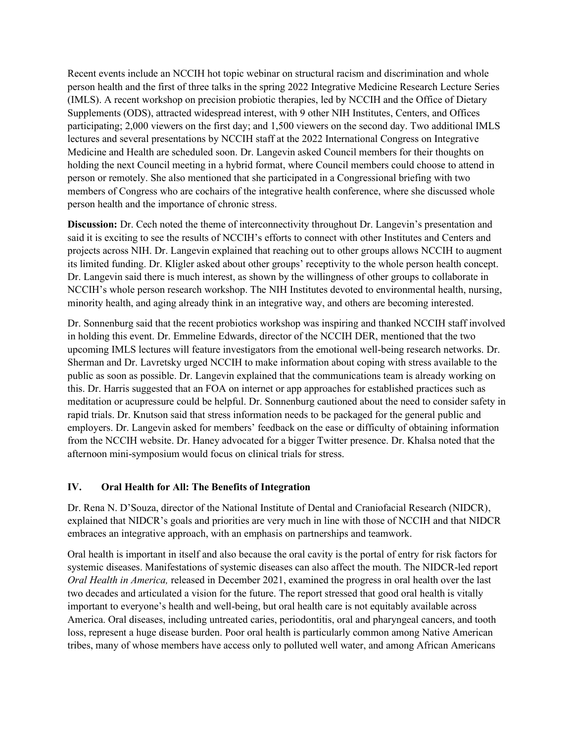Recent events include an NCCIH hot topic webinar on structural racism and discrimination and whole person health and the first of three talks in the spring 2022 Integrative Medicine Research Lecture Series (IMLS). A recent workshop on precision probiotic therapies, led by NCCIH and the Office of Dietary Supplements (ODS), attracted widespread interest, with 9 other NIH Institutes, Centers, and Offices participating; 2,000 viewers on the first day; and 1,500 viewers on the second day. Two additional IMLS lectures and several presentations by NCCIH staff at the 2022 International Congress on Integrative Medicine and Health are scheduled soon. Dr. Langevin asked Council members for their thoughts on holding the next Council meeting in a hybrid format, where Council members could choose to attend in person or remotely. She also mentioned that she participated in a Congressional briefing with two members of Congress who are cochairs of the integrative health conference, where she discussed whole person health and the importance of chronic stress.

**Discussion:** Dr. Cech noted the theme of interconnectivity throughout Dr. Langevin's presentation and said it is exciting to see the results of NCCIH's efforts to connect with other Institutes and Centers and projects across NIH. Dr. Langevin explained that reaching out to other groups allows NCCIH to augment its limited funding. Dr. Kligler asked about other groups' receptivity to the whole person health concept. Dr. Langevin said there is much interest, as shown by the willingness of other groups to collaborate in NCCIH's whole person research workshop. The NIH Institutes devoted to environmental health, nursing, minority health, and aging already think in an integrative way, and others are becoming interested.

Dr. Sonnenburg said that the recent probiotics workshop was inspiring and thanked NCCIH staff involved in holding this event. Dr. Emmeline Edwards, director of the NCCIH DER, mentioned that the two upcoming IMLS lectures will feature investigators from the emotional well-being research networks. Dr. Sherman and Dr. Lavretsky urged NCCIH to make information about coping with stress available to the public as soon as possible. Dr. Langevin explained that the communications team is already working on this. Dr. Harris suggested that an FOA on internet or app approaches for established practices such as meditation or acupressure could be helpful. Dr. Sonnenburg cautioned about the need to consider safety in rapid trials. Dr. Knutson said that stress information needs to be packaged for the general public and employers. Dr. Langevin asked for members' feedback on the ease or difficulty of obtaining information from the NCCIH website. Dr. Haney advocated for a bigger Twitter presence. Dr. Khalsa noted that the afternoon mini-symposium would focus on clinical trials for stress.

## IV. Oral Health for All: The Benefits of Integration

Dr. Rena N. D'Souza, director of the National Institute of Dental and Craniofacial Research (NIDCR), explained that NIDCR's goals and priorities are very much in line with those of NCCIH and that NIDCR embraces an integrative approach, with an emphasis on partnerships and teamwork.

Oral health is important in itself and also because the oral cavity is the portal of entry for risk factors for systemic diseases. Manifestations of systemic diseases can also affect the mouth. The NIDCR-led report *Oral Health in America,* released in December 2021, examined the progress in oral health over the last two decades and articulated a vision for the future. The report stressed that good oral health is vitally important to everyone's health and well-being, but oral health care is not equitably available across America. Oral diseases, including untreated caries, periodontitis, oral and pharyngeal cancers, and tooth loss, represent a huge disease burden. Poor oral health is particularly common among Native American tribes, many of whose members have access only to polluted well water, and among African Americans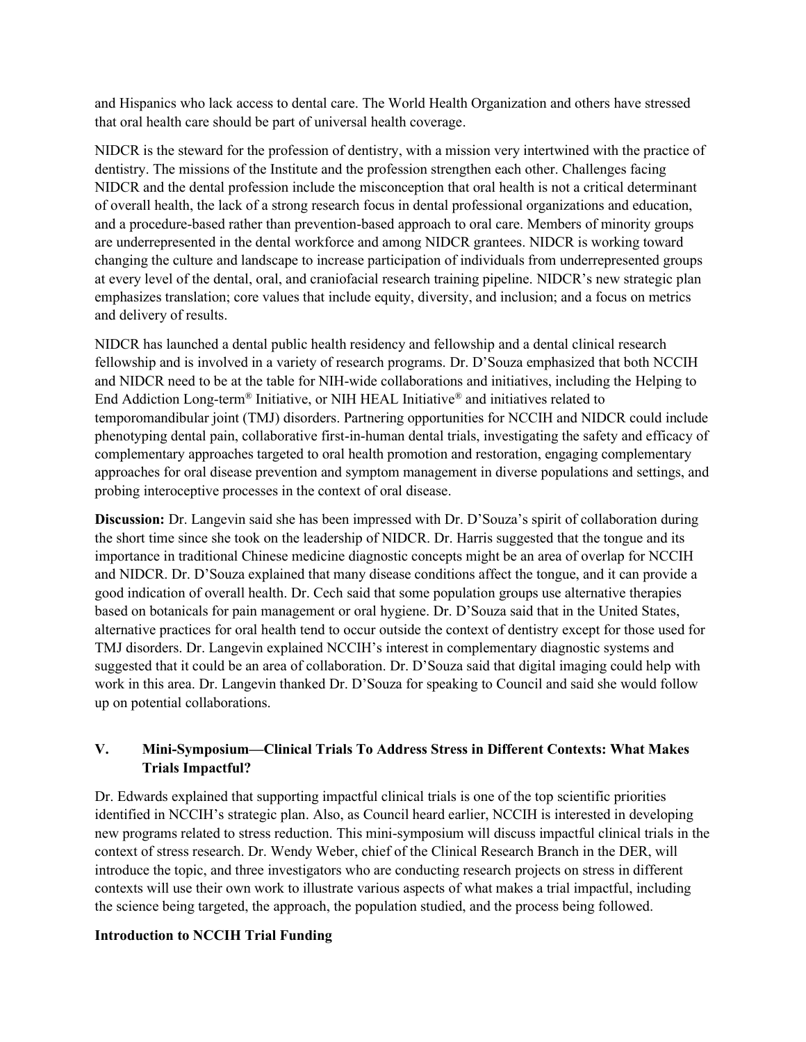and Hispanics who lack access to dental care. The World Health Organization and others have stressed that oral health care should be part of universal health coverage.

NIDCR is the steward for the profession of dentistry, with a mission very intertwined with the practice of dentistry. The missions of the Institute and the profession strengthen each other. Challenges facing NIDCR and the dental profession include the misconception that oral health is not a critical determinant of overall health, the lack of a strong research focus in dental professional organizations and education, and a procedure-based rather than prevention-based approach to oral care. Members of minority groups are underrepresented in the dental workforce and among NIDCR grantees. NIDCR is working toward changing the culture and landscape to increase participation of individuals from underrepresented groups at every level of the dental, oral, and craniofacial research training pipeline. NIDCR's new strategic plan emphasizes translation; core values that include equity, diversity, and inclusion; and a focus on metrics and delivery of results.

NIDCR has launched a dental public health residency and fellowship and a dental clinical research fellowship and is involved in a variety of research programs. Dr. D'Souza emphasized that both NCCIH and NIDCR need to be at the table for NIH-wide collaborations and initiatives, including the Helping to End Addiction Long-term® Initiative, or NIH HEAL Initiative® and initiatives related to temporomandibular joint (TMJ) disorders. Partnering opportunities for NCCIH and NIDCR could include phenotyping dental pain, collaborative first-in-human dental trials, investigating the safety and efficacy of complementary approaches targeted to oral health promotion and restoration, engaging complementary approaches for oral disease prevention and symptom management in diverse populations and settings, and probing interoceptive processes in the context of oral disease.

**Discussion:** Dr. Langevin said she has been impressed with Dr. D'Souza's spirit of collaboration during the short time since she took on the leadership of NIDCR. Dr. Harris suggested that the tongue and its importance in traditional Chinese medicine diagnostic concepts might be an area of overlap for NCCIH and NIDCR. Dr. D'Souza explained that many disease conditions affect the tongue, and it can provide a good indication of overall health. Dr. Cech said that some population groups use alternative therapies based on botanicals for pain management or oral hygiene. Dr. D'Souza said that in the United States, alternative practices for oral health tend to occur outside the context of dentistry except for those used for TMJ disorders. Dr. Langevin explained NCCIH's interest in complementary diagnostic systems and suggested that it could be an area of collaboration. Dr. D'Souza said that digital imaging could help with work in this area. Dr. Langevin thanked Dr. D'Souza for speaking to Council and said she would follow up on potential collaborations.

## V. Mini-Symposium—Clinical Trials To Address Stress in Different Contexts: What Makes Trials Impactful?

Dr. Edwards explained that supporting impactful clinical trials is one of the top scientific priorities identified in NCCIH's strategic plan. Also, as Council heard earlier, NCCIH is interested in developing new programs related to stress reduction. This mini-symposium will discuss impactful clinical trials in the context of stress research. Dr. Wendy Weber, chief of the Clinical Research Branch in the DER, will introduce the topic, and three investigators who are conducting research projects on stress in different contexts will use their own work to illustrate various aspects of what makes a trial impactful, including the science being targeted, the approach, the population studied, and the process being followed.

### Introduction to NCCIH Trial Funding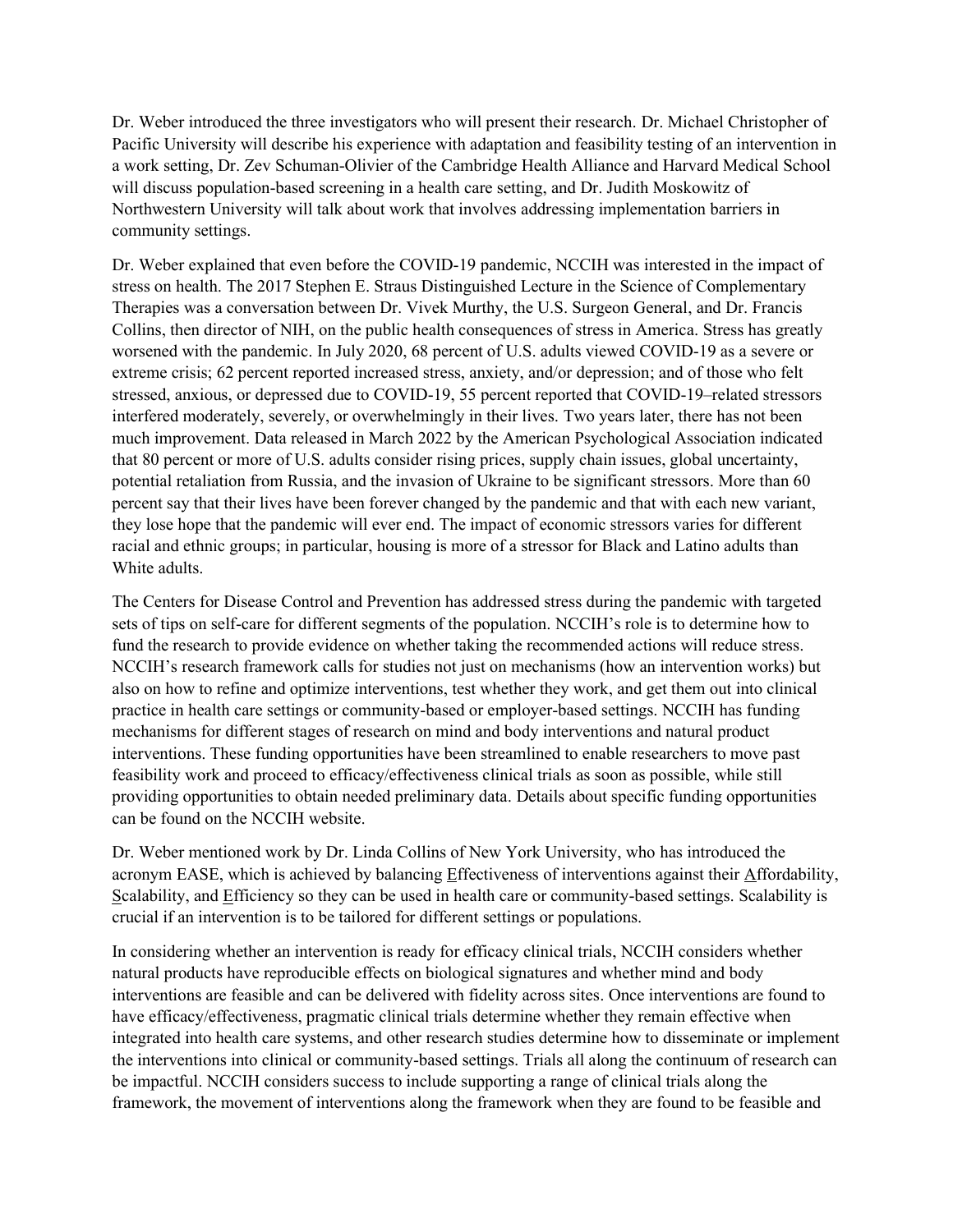Dr. Weber introduced the three investigators who will present their research. Dr. Michael Christopher of Pacific University will describe his experience with adaptation and feasibility testing of an intervention in a work setting, Dr. Zev Schuman-Olivier of the Cambridge Health Alliance and Harvard Medical School will discuss population-based screening in a health care setting, and Dr. Judith Moskowitz of Northwestern University will talk about work that involves addressing implementation barriers in community settings.

Dr. Weber explained that even before the COVID-19 pandemic, NCCIH was interested in the impact of stress on health. The 2017 Stephen E. Straus Distinguished Lecture in the Science of Complementary Therapies was a conversation between Dr. Vivek Murthy, the U.S. Surgeon General, and Dr. Francis Collins, then director of NIH, on the public health consequences of stress in America. Stress has greatly worsened with the pandemic. In July 2020, 68 percent of U.S. adults viewed COVID-19 as a severe or extreme crisis; 62 percent reported increased stress, anxiety, and/or depression; and of those who felt stressed, anxious, or depressed due to COVID-19, 55 percent reported that COVID-19–related stressors interfered moderately, severely, or overwhelmingly in their lives. Two years later, there has not been much improvement. Data released in March 2022 by the American Psychological Association indicated that 80 percent or more of U.S. adults consider rising prices, supply chain issues, global uncertainty, potential retaliation from Russia, and the invasion of Ukraine to be significant stressors. More than 60 percent say that their lives have been forever changed by the pandemic and that with each new variant, they lose hope that the pandemic will ever end. The impact of economic stressors varies for different racial and ethnic groups; in particular, housing is more of a stressor for Black and Latino adults than White adults.

The Centers for Disease Control and Prevention has addressed stress during the pandemic with targeted sets of tips on self-care for different segments of the population. NCCIH's role is to determine how to fund the research to provide evidence on whether taking the recommended actions will reduce stress. NCCIH's research framework calls for studies not just on mechanisms (how an intervention works) but also on how to refine and optimize interventions, test whether they work, and get them out into clinical practice in health care settings or community-based or employer-based settings. NCCIH has funding mechanisms for different stages of research on mind and body interventions and natural product interventions. These funding opportunities have been streamlined to enable researchers to move past feasibility work and proceed to efficacy/effectiveness clinical trials as soon as possible, while still providing opportunities to obtain needed preliminary data. Details about specific funding opportunities can be found on the NCCIH website.

Dr. Weber mentioned work by Dr. Linda Collins of New York University, who has introduced the acronym EASE, which is achieved by balancing Effectiveness of interventions against their Affordability, Scalability, and Efficiency so they can be used in health care or community-based settings. Scalability is crucial if an intervention is to be tailored for different settings or populations.

In considering whether an intervention is ready for efficacy clinical trials, NCCIH considers whether natural products have reproducible effects on biological signatures and whether mind and body interventions are feasible and can be delivered with fidelity across sites. Once interventions are found to have efficacy/effectiveness, pragmatic clinical trials determine whether they remain effective when integrated into health care systems, and other research studies determine how to disseminate or implement the interventions into clinical or community-based settings. Trials all along the continuum of research can be impactful. NCCIH considers success to include supporting a range of clinical trials along the framework, the movement of interventions along the framework when they are found to be feasible and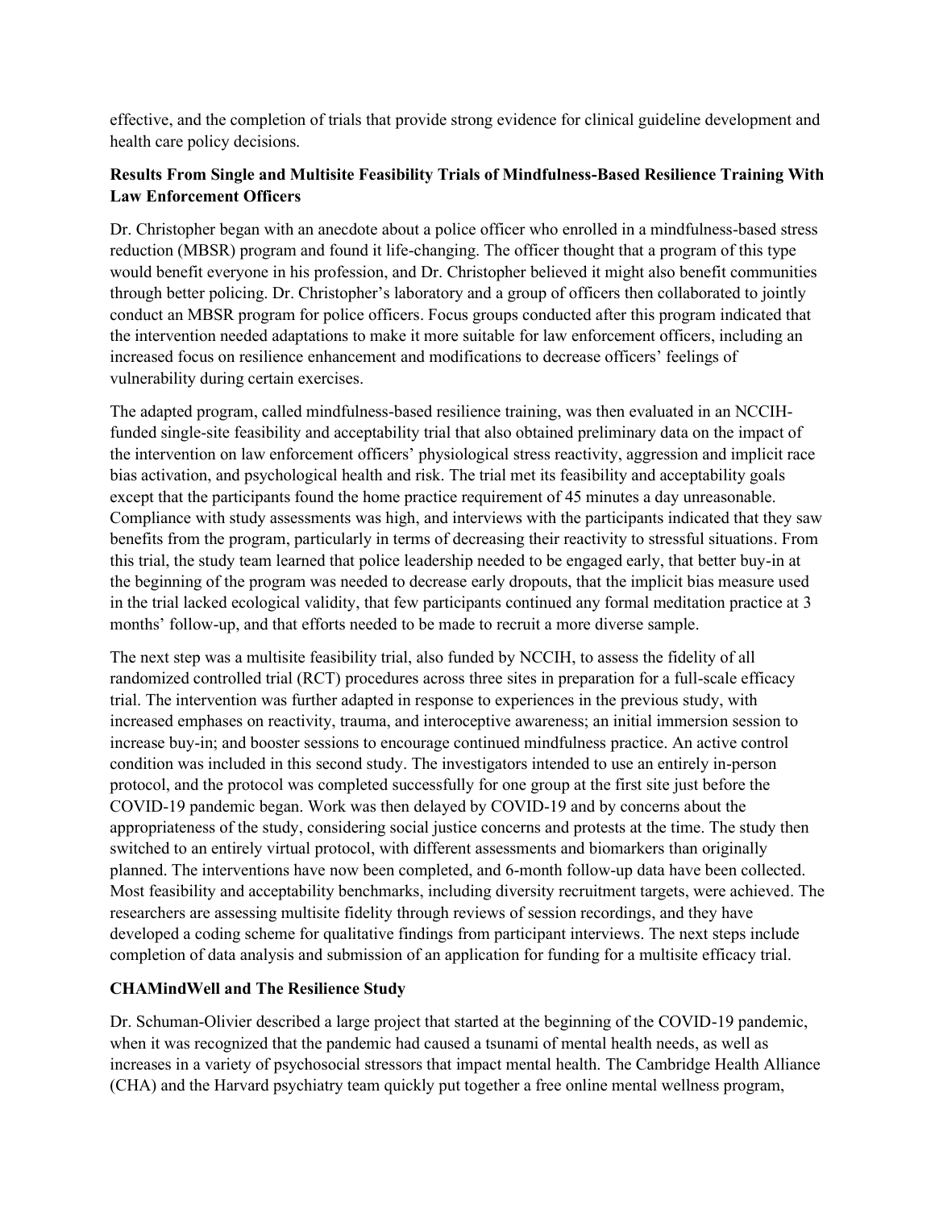effective, and the completion of trials that provide strong evidence for clinical guideline development and health care policy decisions.

### Results From Single and Multisite Feasibility Trials of Mindfulness-Based Resilience Training With Law Enforcement Officers

Dr. Christopher began with an anecdote about a police officer who enrolled in a mindfulness-based stress reduction (MBSR) program and found it life-changing. The officer thought that a program of this type would benefit everyone in his profession, and Dr. Christopher believed it might also benefit communities through better policing. Dr. Christopher's laboratory and a group of officers then collaborated to jointly conduct an MBSR program for police officers. Focus groups conducted after this program indicated that the intervention needed adaptations to make it more suitable for law enforcement officers, including an increased focus on resilience enhancement and modifications to decrease officers' feelings of vulnerability during certain exercises.

The adapted program, called mindfulness-based resilience training, was then evaluated in an NCCIH-funded single-site feasibility and acceptability trial that also obtained preliminary data on the impact of the intervention on law enforcement officers' physiological stress reactivity, aggression and implicit race bias activation, and psychological health and risk. The trial met its feasibility and acceptability goals except that the participants found the home practice requirement of 45 minutes a day unreasonable. Compliance with study assessments was high, and interviews with the participants indicated that they saw benefits from the program, particularly in terms of decreasing their reactivity to stressful situations. From this trial, the study team learned that police leadership needed to be engaged early, that better buy-in at the beginning of the program was needed to decrease early dropouts, that the implicit bias measure used in the trial lacked ecological validity, that few participants continued any formal meditation practice at 3 months' follow-up, and that efforts needed to be made to recruit a more diverse sample.

The next step was a multisite feasibility trial, also funded by NCCIH, to assess the fidelity of all randomized controlled trial (RCT) procedures across three sites in preparation for a full-scale efficacy trial. The intervention was further adapted in response to experiences in the previous study, with increased emphases on reactivity, trauma, and interoceptive awareness; an initial immersion session to increase buy-in; and booster sessions to encourage continued mindfulness practice. An active control condition was included in this second study. The investigators intended to use an entirely in-person protocol, and the protocol was completed successfully for one group at the first site just before the COVID-19 pandemic began. Work was then delayed by COVID-19 and by concerns about the appropriateness of the study, considering social justice concerns and protests at the time. The study then switched to an entirely virtual protocol, with different assessments and biomarkers than originally planned. The interventions have now been completed, and 6-month follow-up data have been collected. Most feasibility and acceptability benchmarks, including diversity recruitment targets, were achieved. The researchers are assessing multisite fidelity through reviews of session recordings, and they have developed a coding scheme for qualitative findings from participant interviews. The next steps include completion of data analysis and submission of an application for funding for a multisite efficacy trial.

### CHAMindWell and The Resilience Study

Dr. Schuman-Olivier described a large project that started at the beginning of the COVID-19 pandemic, when it was recognized that the pandemic had caused a tsunami of mental health needs, as well as increases in a variety of psychosocial stressors that impact mental health. The Cambridge Health Alliance (CHA) and the Harvard psychiatry team quickly put together a free online mental wellness program,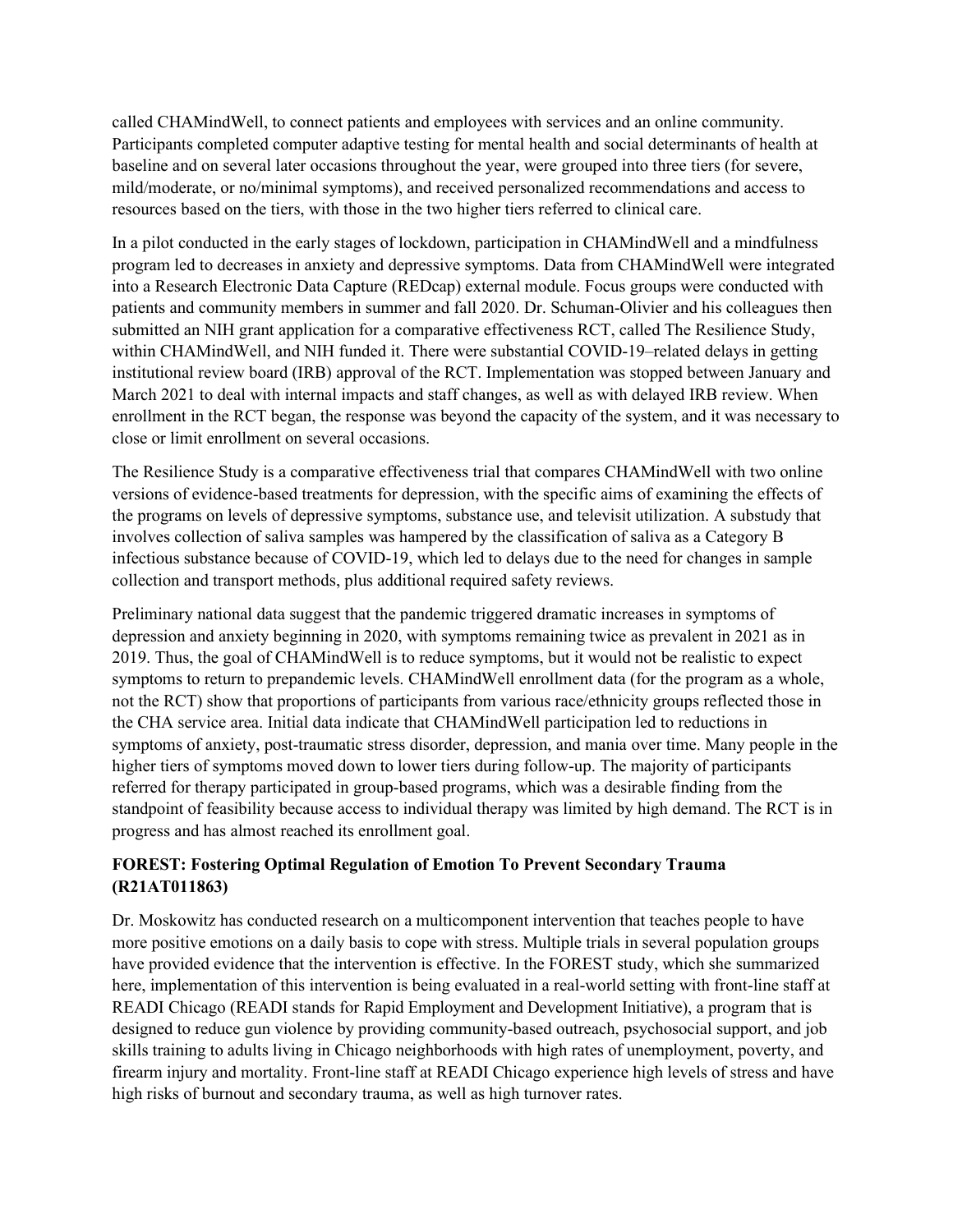called CHAMindWell, to connect patients and employees with services and an online community. Participants completed computer adaptive testing for mental health and social determinants of health at baseline and on several later occasions throughout the year, were grouped into three tiers (for severe, mild/moderate, or no/minimal symptoms), and received personalized recommendations and access to resources based on the tiers, with those in the two higher tiers referred to clinical care.

In a pilot conducted in the early stages of lockdown, participation in CHAMindWell and a mindfulness program led to decreases in anxiety and depressive symptoms. Data from CHAMindWell were integrated into a Research Electronic Data Capture (REDcap) external module. Focus groups were conducted with patients and community members in summer and fall 2020. Dr. Schuman-Olivier and his colleagues then submitted an NIH grant application for a comparative effectiveness RCT, called The Resilience Study, within CHAMindWell, and NIH funded it. There were substantial COVID-19–related delays in getting institutional review board (IRB) approval of the RCT. Implementation was stopped between January and March 2021 to deal with internal impacts and staff changes, as well as with delayed IRB review. When enrollment in the RCT began, the response was beyond the capacity of the system, and it was necessary to close or limit enrollment on several occasions.

The Resilience Study is a comparative effectiveness trial that compares CHAMindWell with two online versions of evidence-based treatments for depression, with the specific aims of examining the effects of the programs on levels of depressive symptoms, substance use, and televisit utilization. A substudy that involves collection of saliva samples was hampered by the classification of saliva as a Category B infectious substance because of COVID-19, which led to delays due to the need for changes in sample collection and transport methods, plus additional required safety reviews.

Preliminary national data suggest that the pandemic triggered dramatic increases in symptoms of depression and anxiety beginning in 2020, with symptoms remaining twice as prevalent in 2021 as in 2019. Thus, the goal of CHAMindWell is to reduce symptoms, but it would not be realistic to expect symptoms to return to prepandemic levels. CHAMindWell enrollment data (for the program as a whole, not the RCT) show that proportions of participants from various race/ethnicity groups reflected those in the CHA service area. Initial data indicate that CHAMindWell participation led to reductions in symptoms of anxiety, post-traumatic stress disorder, depression, and mania over time. Many people in the higher tiers of symptoms moved down to lower tiers during follow-up. The majority of participants referred for therapy participated in group-based programs, which was a desirable finding from the standpoint of feasibility because access to individual therapy was limited by high demand. The RCT is in progress and has almost reached its enrollment goal.

**FOREST: Fostering Optimal Regulation of Emotion To Prevent Secondary Trauma (R21AT011863)**

Dr. Moskowitz has conducted research on a multicomponent intervention that teaches people to have more positive emotions on a daily basis to cope with stress. Multiple trials in several population groups have provided evidence that the intervention is effective. In the FOREST study, which she summarized here, implementation of this intervention is being evaluated in a real-world setting with front-line staff at READI Chicago (READI stands for Rapid Employment and Development Initiative), a program that is designed to reduce gun violence by providing community-based outreach, psychosocial support, and job skills training to adults living in Chicago neighborhoods with high rates of unemployment, poverty, and firearm injury and mortality. Front-line staff at READI Chicago experience high levels of stress and have high risks of burnout and secondary trauma, as well as high turnover rates.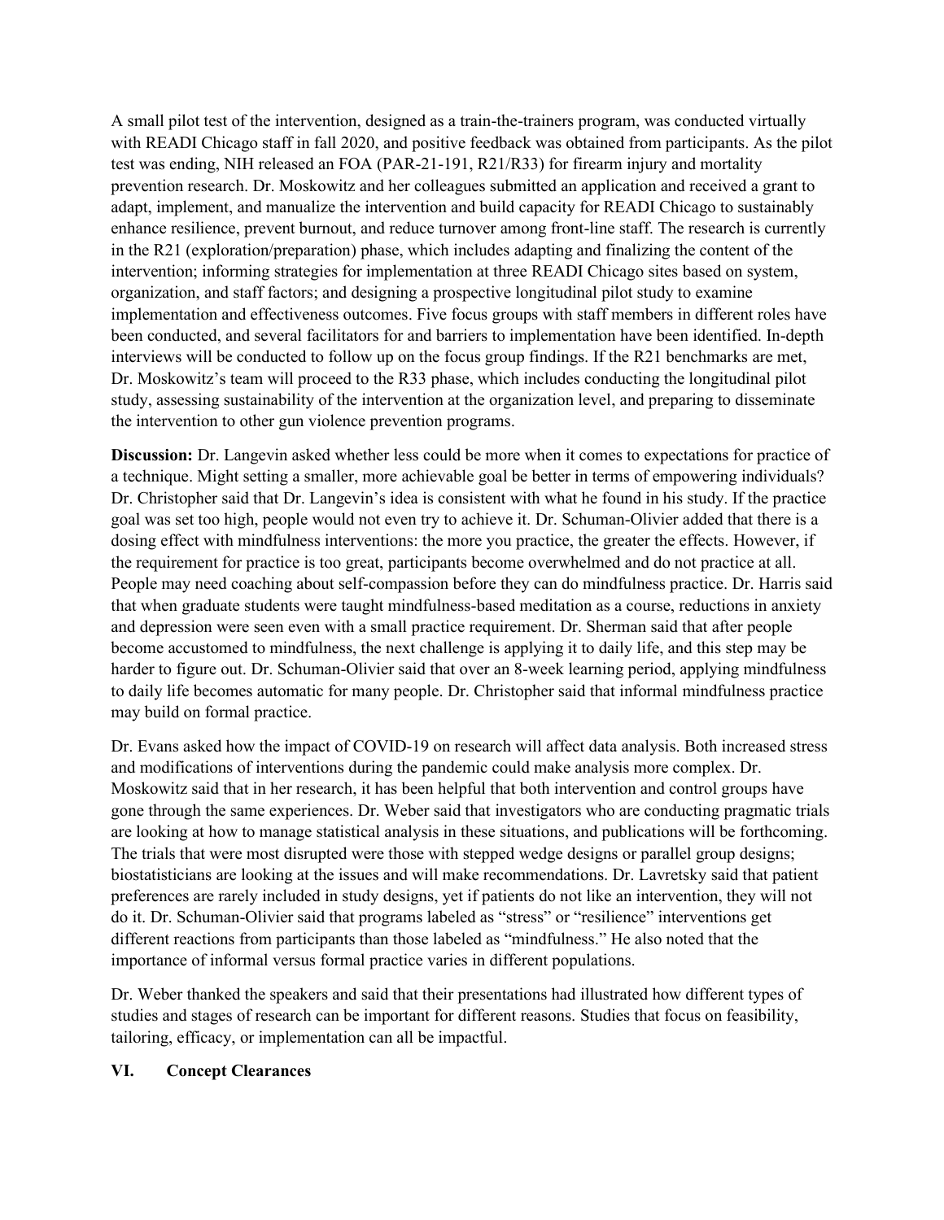A small pilot test of the intervention, designed as a train-the-trainers program, was conducted virtually with READI Chicago staff in fall 2020, and positive feedback was obtained from participants. As the pilot test was ending, NIH released an FOA (PAR-21-191, R21/R33) for firearm injury and mortality prevention research. Dr. Moskowitz and her colleagues submitted an application and received a grant to adapt, implement, and manualize the intervention and build capacity for READI Chicago to sustainably enhance resilience, prevent burnout, and reduce turnover among front-line staff. The research is currently in the R21 (exploration/preparation) phase, which includes adapting and finalizing the content of the intervention; informing strategies for implementation at three READI Chicago sites based on system, organization, and staff factors; and designing a prospective longitudinal pilot study to examine implementation and effectiveness outcomes. Five focus groups with staff members in different roles have been conducted, and several facilitators for and barriers to implementation have been identified. In-depth interviews will be conducted to follow up on the focus group findings. If the R21 benchmarks are met, Dr. Moskowitz's team will proceed to the R33 phase, which includes conducting the longitudinal pilot study, assessing sustainability of the intervention at the organization level, and preparing to disseminate the intervention to other gun violence prevention programs.

**Discussion:** Dr. Langevin asked whether less could be more when it comes to expectations for practice of a technique. Might setting a smaller, more achievable goal be better in terms of empowering individuals? Dr. Christopher said that Dr. Langevin's idea is consistent with what he found in his study. If the practice goal was set too high, people would not even try to achieve it. Dr. Schuman-Olivier added that there is a dosing effect with mindfulness interventions: the more you practice, the greater the effects. However, if the requirement for practice is too great, participants become overwhelmed and do not practice at all. People may need coaching about self-compassion before they can do mindfulness practice. Dr. Harris said that when graduate students were taught mindfulness-based meditation as a course, reductions in anxiety and depression were seen even with a small practice requirement. Dr. Sherman said that after people become accustomed to mindfulness, the next challenge is applying it to daily life, and this step may be harder to figure out. Dr. Schuman-Olivier said that over an 8-week learning period, applying mindfulness to daily life becomes automatic for many people. Dr. Christopher said that informal mindfulness practice may build on formal practice.

Dr. Evans asked how the impact of COVID-19 on research will affect data analysis. Both increased stress and modifications of interventions during the pandemic could make analysis more complex. Dr. Moskowitz said that in her research, it has been helpful that both intervention and control groups have gone through the same experiences. Dr. Weber said that investigators who are conducting pragmatic trials are looking at how to manage statistical analysis in these situations, and publications will be forthcoming. The trials that were most disrupted were those with stepped wedge designs or parallel group designs; biostatisticians are looking at the issues and will make recommendations. Dr. Lavretsky said that patient preferences are rarely included in study designs, yet if patients do not like an intervention, they will not do it. Dr. Schuman-Olivier said that programs labeled as "stress" or "resilience" interventions get different reactions from participants than those labeled as "mindfulness." He also noted that the importance of informal versus formal practice varies in different populations.

Dr. Weber thanked the speakers and said that their presentations had illustrated how different types of studies and stages of research can be important for different reasons. Studies that focus on feasibility, tailoring, efficacy, or implementation can all be impactful.

## VI. Concept Clearances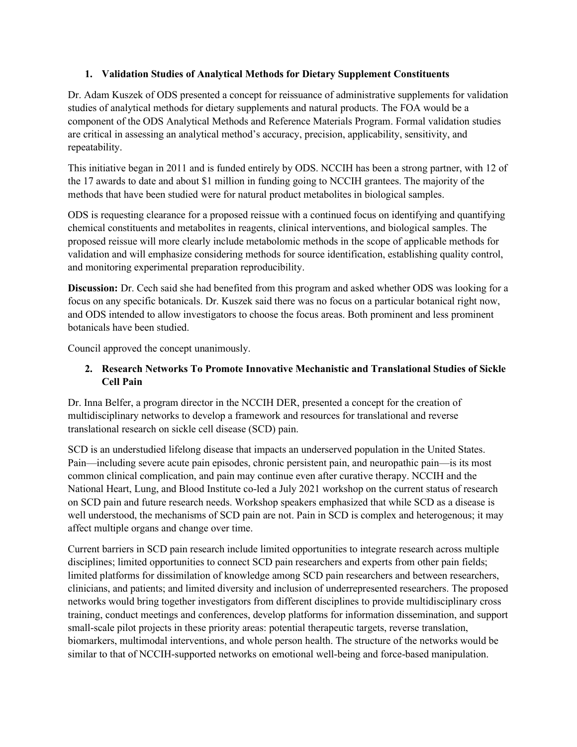### 1. Validation Studies of Analytical Methods for Dietary Supplement Constituents

Dr. Adam Kuszek of ODS presented a concept for reissuance of administrative supplements for validation studies of analytical methods for dietary supplements and natural products. The FOA would be a component of the ODS Analytical Methods and Reference Materials Program. Formal validation studies are critical in assessing an analytical method's accuracy, precision, applicability, sensitivity, and repeatability.

This initiative began in 2011 and is funded entirely by ODS. NCCIH has been a strong partner, with 12 of the 17 awards to date and about $1 million in funding going to NCCIH grantees. The majority of the methods that have been studied were for natural product metabolites in biological samples.

ODS is requesting clearance for a proposed reissue with a continued focus on identifying and quantifying chemical constituents and metabolites in reagents, clinical interventions, and biological samples. The proposed reissue will more clearly include metabolomic methods in the scope of applicable methods for validation and will emphasize considering methods for source identification, establishing quality control, and monitoring experimental preparation reproducibility.

**Discussion:** Dr. Cech said she had benefited from this program and asked whether ODS was looking for a focus on any specific botanicals. Dr. Kuszek said there was no focus on a particular botanical right now, and ODS intended to allow investigators to choose the focus areas. Both prominent and less prominent botanicals have been studied.

Council approved the concept unanimously.

### 2. Research Networks To Promote Innovative Mechanistic and Translational Studies of Sickle Cell Pain

Dr. Inna Belfer, a program director in the NCCIH DER, presented a concept for the creation of multidisciplinary networks to develop a framework and resources for translational and reverse translational research on sickle cell disease (SCD) pain.

SCD is an understudied lifelong disease that impacts an underserved population in the United States. Pain—including severe acute pain episodes, chronic persistent pain, and neuropathic pain—is its most common clinical complication, and pain may continue even after curative therapy. NCCIH and the National Heart, Lung, and Blood Institute co-led a July 2021 workshop on the current status of research on SCD pain and future research needs. Workshop speakers emphasized that while SCD as a disease is well understood, the mechanisms of SCD pain are not. Pain in SCD is complex and heterogenous; it may affect multiple organs and change over time.

Current barriers in SCD pain research include limited opportunities to integrate research across multiple disciplines; limited opportunities to connect SCD pain researchers and experts from other pain fields; limited platforms for dissimilation of knowledge among SCD pain researchers and between researchers, clinicians, and patients; and limited diversity and inclusion of underrepresented researchers. The proposed networks would bring together investigators from different disciplines to provide multidisciplinary cross training, conduct meetings and conferences, develop platforms for information dissemination, and support small-scale pilot projects in these priority areas: potential therapeutic targets, reverse translation, biomarkers, multimodal interventions, and whole person health. The structure of the networks would be similar to that of NCCIH-supported networks on emotional well-being and force-based manipulation.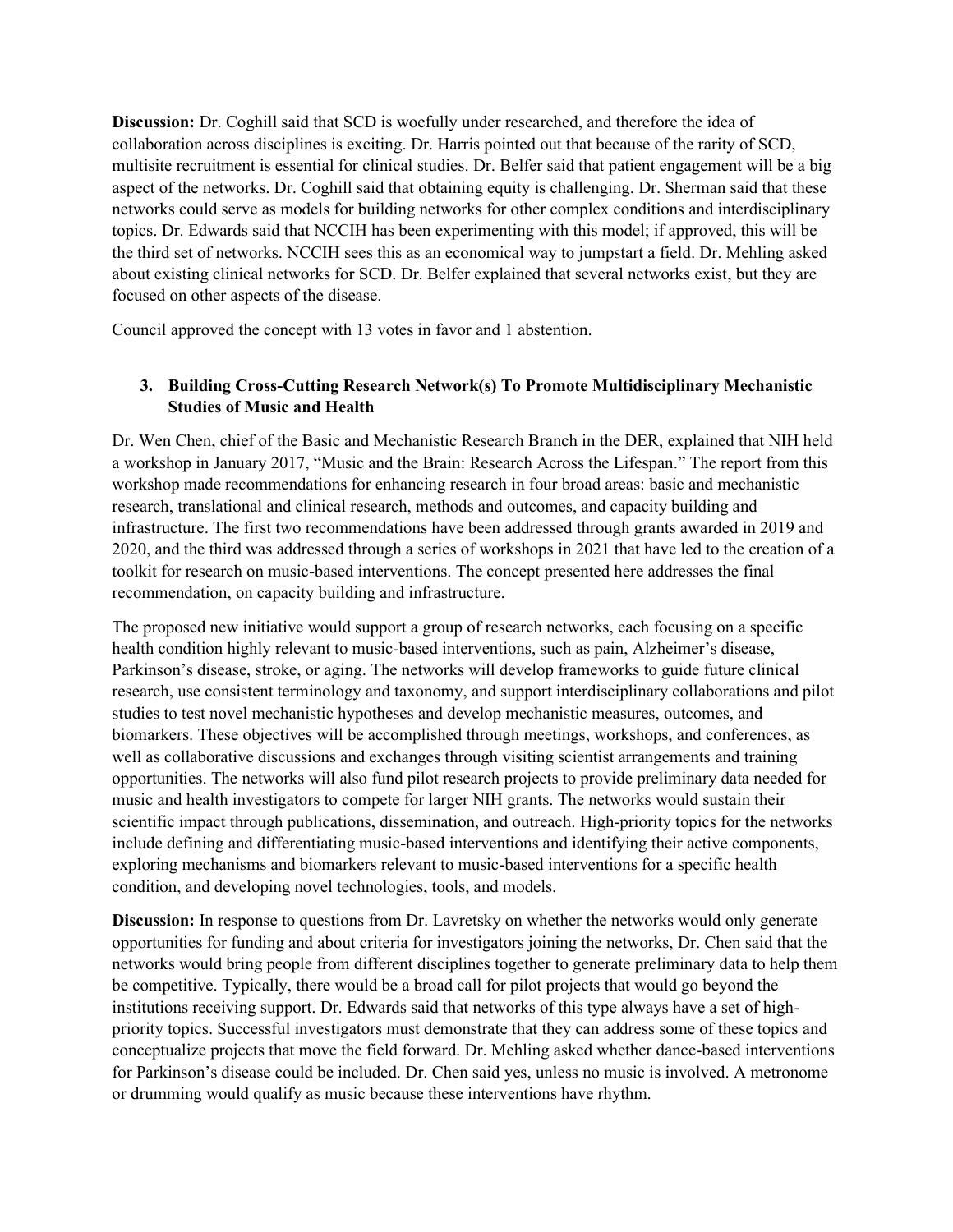**Discussion:** Dr. Coghill said that SCD is woefully under researched, and therefore the idea of collaboration across disciplines is exciting. Dr. Harris pointed out that because of the rarity of SCD, multisite recruitment is essential for clinical studies. Dr. Belfer said that patient engagement will be a big aspect of the networks. Dr. Coghill said that obtaining equity is challenging. Dr. Sherman said that these networks could serve as models for building networks for other complex conditions and interdisciplinary topics. Dr. Edwards said that NCCIH has been experimenting with this model; if approved, this will be the third set of networks. NCCIH sees this as an economical way to jumpstart a field. Dr. Mehling asked about existing clinical networks for SCD. Dr. Belfer explained that several networks exist, but they are focused on other aspects of the disease.

Council approved the concept with 13 votes in favor and 1 abstention.

### 3. Building Cross-Cutting Research Network(s) To Promote Multidisciplinary Mechanistic Studies of Music and Health

Dr. Wen Chen, chief of the Basic and Mechanistic Research Branch in the DER, explained that NIH held a workshop in January 2017, "Music and the Brain: Research Across the Lifespan." The report from this workshop made recommendations for enhancing research in four broad areas: basic and mechanistic research, translational and clinical research, methods and outcomes, and capacity building and infrastructure. The first two recommendations have been addressed through grants awarded in 2019 and 2020, and the third was addressed through a series of workshops in 2021 that have led to the creation of a toolkit for research on music-based interventions. The concept presented here addresses the final recommendation, on capacity building and infrastructure.

The proposed new initiative would support a group of research networks, each focusing on a specific health condition highly relevant to music-based interventions, such as pain, Alzheimer's disease, Parkinson's disease, stroke, or aging. The networks will develop frameworks to guide future clinical research, use consistent terminology and taxonomy, and support interdisciplinary collaborations and pilot studies to test novel mechanistic hypotheses and develop mechanistic measures, outcomes, and biomarkers. These objectives will be accomplished through meetings, workshops, and conferences, as well as collaborative discussions and exchanges through visiting scientist arrangements and training opportunities. The networks will also fund pilot research projects to provide preliminary data needed for music and health investigators to compete for larger NIH grants. The networks would sustain their scientific impact through publications, dissemination, and outreach. High-priority topics for the networks include defining and differentiating music-based interventions and identifying their active components, exploring mechanisms and biomarkers relevant to music-based interventions for a specific health condition, and developing novel technologies, tools, and models.

**Discussion:** In response to questions from Dr. Lavretsky on whether the networks would only generate opportunities for funding and about criteria for investigators joining the networks, Dr. Chen said that the networks would bring people from different disciplines together to generate preliminary data to help them be competitive. Typically, there would be a broad call for pilot projects that would go beyond the institutions receiving support. Dr. Edwards said that networks of this type always have a set of high-priority topics. Successful investigators must demonstrate that they can address some of these topics and conceptualize projects that move the field forward. Dr. Mehling asked whether dance-based interventions for Parkinson's disease could be included. Dr. Chen said yes, unless no music is involved. A metronome or drumming would qualify as music because these interventions have rhythm.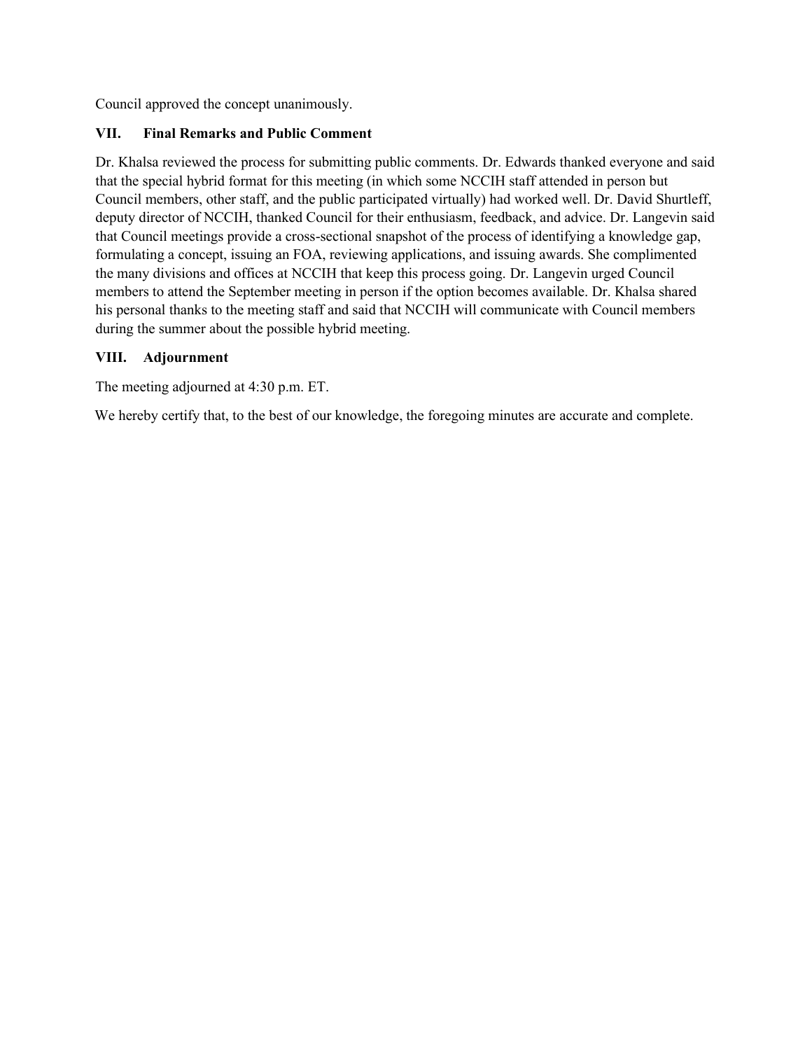Council approved the concept unanimously.

## VII. Final Remarks and Public Comment

Dr. Khalsa reviewed the process for submitting public comments. Dr. Edwards thanked everyone and said that the special hybrid format for this meeting (in which some NCCIH staff attended in person but Council members, other staff, and the public participated virtually) had worked well. Dr. David Shurtleff, deputy director of NCCIH, thanked Council for their enthusiasm, feedback, and advice. Dr. Langevin said that Council meetings provide a cross-sectional snapshot of the process of identifying a knowledge gap, formulating a concept, issuing an FOA, reviewing applications, and issuing awards. She complimented the many divisions and offices at NCCIH that keep this process going. Dr. Langevin urged Council members to attend the September meeting in person if the option becomes available. Dr. Khalsa shared his personal thanks to the meeting staff and said that NCCIH will communicate with Council members during the summer about the possible hybrid meeting.

## VIII. Adjournment

The meeting adjourned at 4:30 p.m. ET.

We hereby certify that, to the best of our knowledge, the foregoing minutes are accurate and complete.